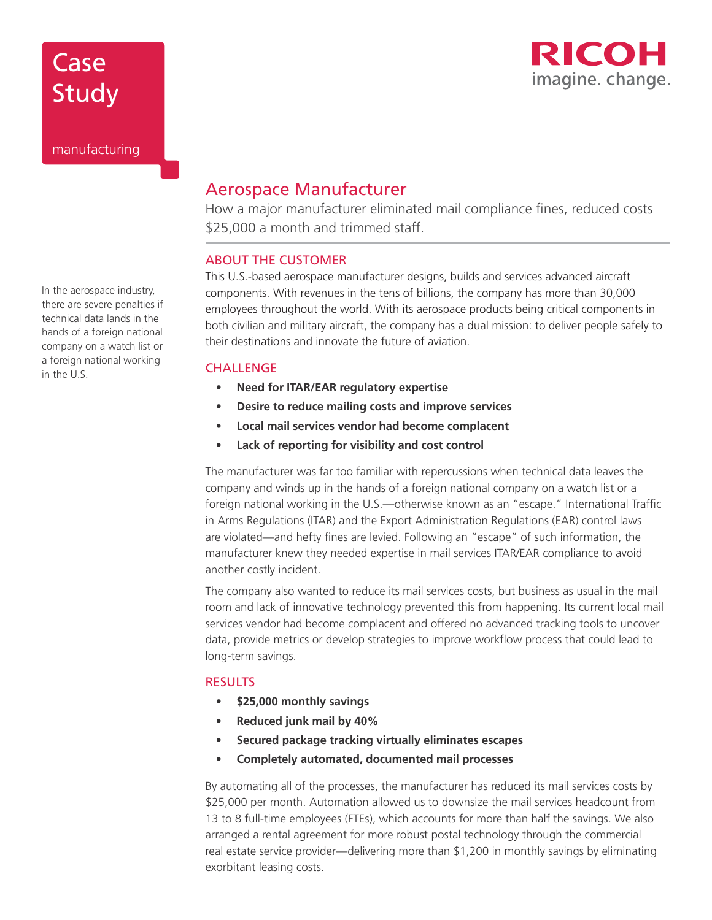Case Study

manufacturing

RICOH
imagine. change.

# Aerospace Manufacturer

How a major manufacturer eliminated mail compliance fines, reduced costs $25,000 a month and trimmed staff.

In the aerospace industry, there are severe penalties if technical data lands in the hands of a foreign national company on a watch list or a foreign national working in the U.S.

## ABOUT THE CUSTOMER

This U.S.-based aerospace manufacturer designs, builds and services advanced aircraft components. With revenues in the tens of billions, the company has more than 30,000 employees throughout the world. With its aerospace products being critical components in both civilian and military aircraft, the company has a dual mission: to deliver people safely to their destinations and innovate the future of aviation.

## CHALLENGE

- **Need for ITAR/EAR regulatory expertise**
- **Desire to reduce mailing costs and improve services**
- **Local mail services vendor had become complacent**
- **Lack of reporting for visibility and cost control**

The manufacturer was far too familiar with repercussions when technical data leaves the company and winds up in the hands of a foreign national company on a watch list or a foreign national working in the U.S.—otherwise known as an "escape." International Traffic in Arms Regulations (ITAR) and the Export Administration Regulations (EAR) control laws are violated—and hefty fines are levied. Following an "escape" of such information, the manufacturer knew they needed expertise in mail services ITAR/EAR compliance to avoid another costly incident.

The company also wanted to reduce its mail services costs, but business as usual in the mail room and lack of innovative technology prevented this from happening. Its current local mail services vendor had become complacent and offered no advanced tracking tools to uncover data, provide metrics or develop strategies to improve workflow process that could lead to long-term savings.

## RESULTS

- **$25,000 monthly savings**
- **Reduced junk mail by 40%**
- **Secured package tracking virtually eliminates escapes**
- **Completely automated, documented mail processes**

By automating all of the processes, the manufacturer has reduced its mail services costs by $25,000 per month. Automation allowed us to downsize the mail services headcount from 13 to 8 full-time employees (FTEs), which accounts for more than half the savings. We also arranged a rental agreement for more robust postal technology through the commercial real estate service provider—delivering more than $1,200 in monthly savings by eliminating exorbitant leasing costs.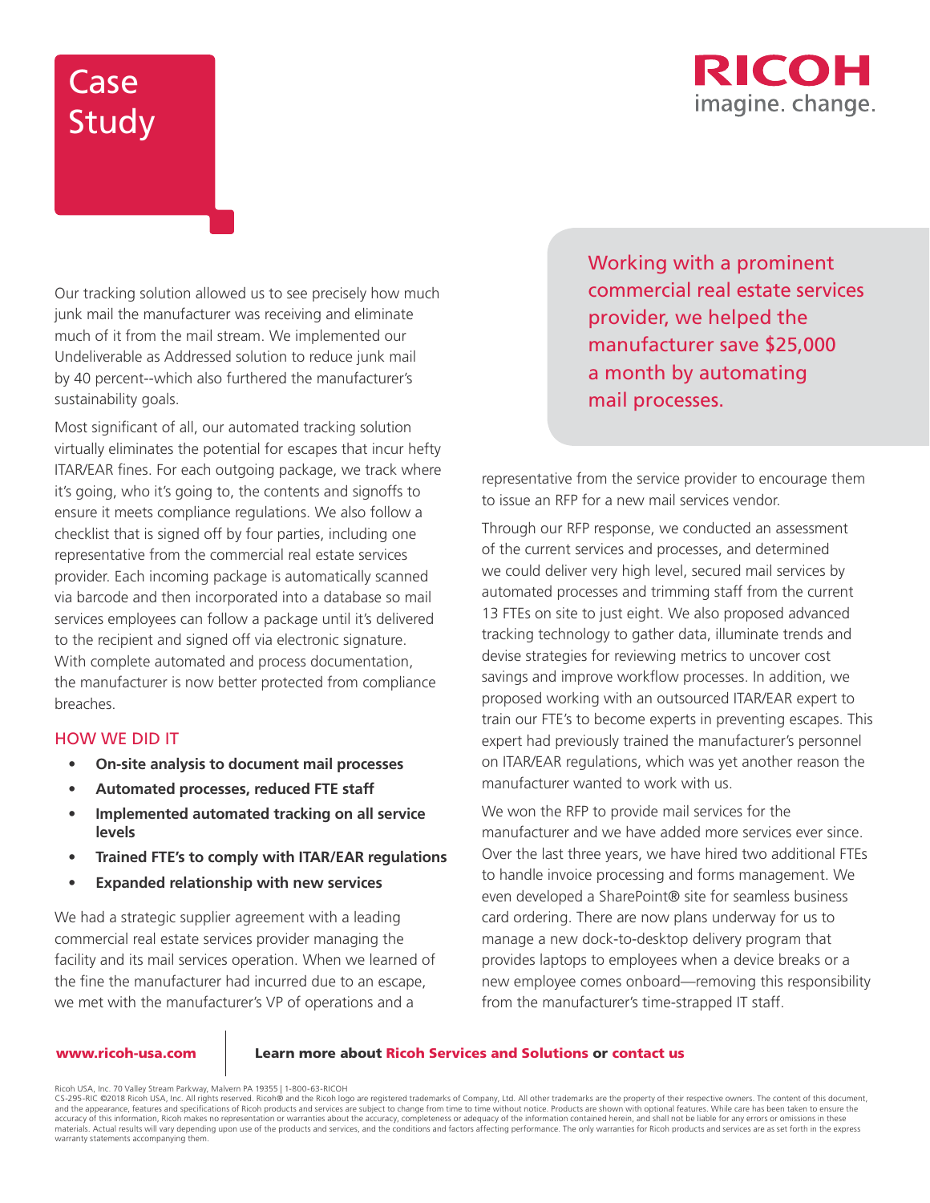# Case Study

RICOH
imagine. change.

Working with a prominent commercial real estate services provider, we helped the manufacturer save $25,000 a month by automating mail processes.

Our tracking solution allowed us to see precisely how much junk mail the manufacturer was receiving and eliminate much of it from the mail stream. We implemented our Undeliverable as Addressed solution to reduce junk mail by 40 percent--which also furthered the manufacturer's sustainability goals.

Most significant of all, our automated tracking solution virtually eliminates the potential for escapes that incur hefty ITAR/EAR fines. For each outgoing package, we track where it's going, who it's going to, the contents and signoffs to ensure it meets compliance regulations. We also follow a checklist that is signed off by four parties, including one representative from the commercial real estate services provider. Each incoming package is automatically scanned via barcode and then incorporated into a database so mail services employees can follow a package until it's delivered to the recipient and signed off via electronic signature. With complete automated and process documentation, the manufacturer is now better protected from compliance breaches.

## HOW WE DID IT

- **On-site analysis to document mail processes**
- **Automated processes, reduced FTE staff**
- **Implemented automated tracking on all service levels**
- **Trained FTE's to comply with ITAR/EAR regulations**
- **Expanded relationship with new services**

We had a strategic supplier agreement with a leading commercial real estate services provider managing the facility and its mail services operation. When we learned of the fine the manufacturer had incurred due to an escape, we met with the manufacturer's VP of operations and a representative from the service provider to encourage them to issue an RFP for a new mail services vendor.

Through our RFP response, we conducted an assessment of the current services and processes, and determined we could deliver very high level, secured mail services by automated processes and trimming staff from the current 13 FTEs on site to just eight. We also proposed advanced tracking technology to gather data, illuminate trends and devise strategies for reviewing metrics to uncover cost savings and improve workflow processes. In addition, we proposed working with an outsourced ITAR/EAR expert to train our FTE's to become experts in preventing escapes. This expert had previously trained the manufacturer's personnel on ITAR/EAR regulations, which was yet another reason the manufacturer wanted to work with us.

We won the RFP to provide mail services for the manufacturer and we have added more services ever since. Over the last three years, we have hired two additional FTEs to handle invoice processing and forms management. We even developed a SharePoint® site for seamless business card ordering. There are now plans underway for us to manage a new dock-to-desktop delivery program that provides laptops to employees when a device breaks or a new employee comes onboard—removing this responsibility from the manufacturer's time-strapped IT staff.

**www.ricoh-usa.com** | **Learn more about Ricoh Services and Solutions or contact us**

Ricoh USA, Inc. 70 Valley Stream Parkway, Malvern PA 19355 | 1-800-63-RICOH
CS-295-RIC ©2018 Ricoh USA, Inc. All rights reserved. Ricoh® and the Ricoh logo are registered trademarks of Company, Ltd. All other trademarks are the property of their respective owners. The content of this document, and the appearance, features and specifications of Ricoh products and services are subject to change from time to time without notice. Products are shown with optional features. While care has been taken to ensure the accuracy of this information, Ricoh makes no representation or warranties about the accuracy, completeness or adequacy of the information contained herein, and shall not be liable for any errors or omissions in these materials. Actual results will vary depending upon use of the products and services, and the conditions and factors affecting performance. The only warranties for Ricoh products and services are as set forth in the express warranty statements accompanying them.